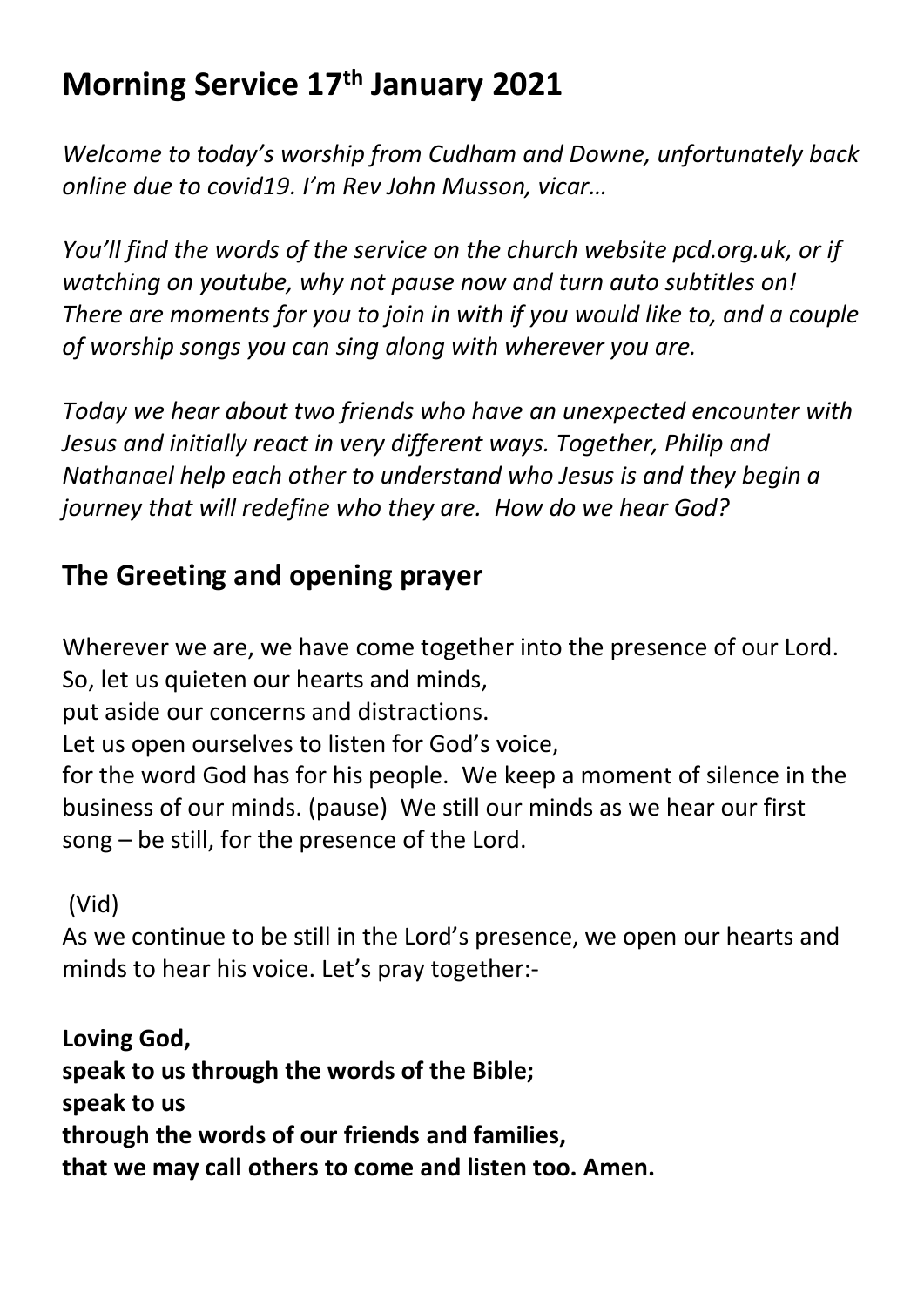# Morning Service 17th January 2021

*Welcome to today's worship from Cudham and Downe, unfortunately back online due to covid19. I'm Rev John Musson, vicar…*

*You'll find the words of the service on the church website pcd.org.uk, or if watching on youtube, why not pause now and turn auto subtitles on! There are moments for you to join in with if you would like to, and a couple of worship songs you can sing along with wherever you are.*

*Today we hear about two friends who have an unexpected encounter with Jesus and initially react in very different ways. Together, Philip and Nathanael help each other to understand who Jesus is and they begin a journey that will redefine who they are. How do we hear God?*

## The Greeting and opening prayer

Wherever we are, we have come together into the presence of our Lord.
So, let us quieten our hearts and minds,
put aside our concerns and distractions.
Let us open ourselves to listen for God's voice,
for the word God has for his people. We keep a moment of silence in the business of our minds. (pause) We still our minds as we hear our first song – be still, for the presence of the Lord.

(Vid)
As we continue to be still in the Lord's presence, we open our hearts and minds to hear his voice. Let's pray together:-

**Loving God,**
**speak to us through the words of the Bible;**
**speak to us**
**through the words of our friends and families,**
**that we may call others to come and listen too. Amen.**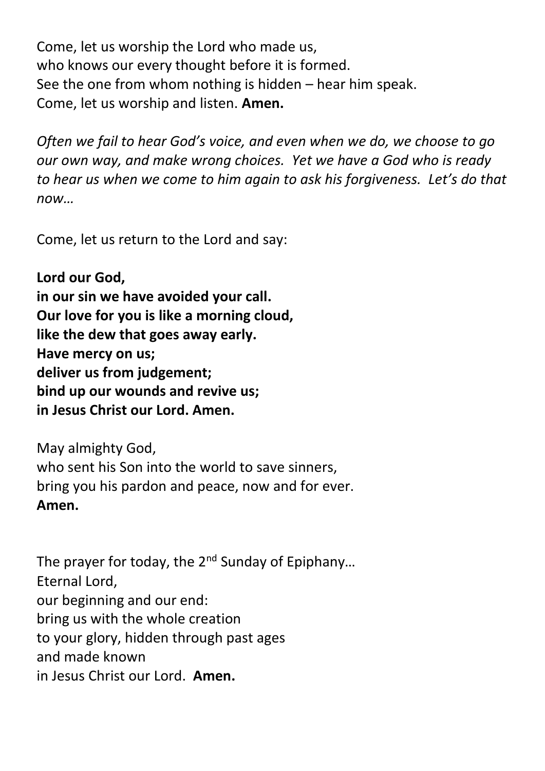Come, let us worship the Lord who made us,
who knows our every thought before it is formed.
See the one from whom nothing is hidden – hear him speak.
Come, let us worship and listen. **Amen.**

*Often we fail to hear God's voice, and even when we do, we choose to go our own way, and make wrong choices. Yet we have a God who is ready to hear us when we come to him again to ask his forgiveness. Let's do that now…*

Come, let us return to the Lord and say:

**Lord our God,**
**in our sin we have avoided your call.**
**Our love for you is like a morning cloud,**
**like the dew that goes away early.**
**Have mercy on us;**
**deliver us from judgement;**
**bind up our wounds and revive us;**
**in Jesus Christ our Lord. Amen.**

May almighty God,
who sent his Son into the world to save sinners,
bring you his pardon and peace, now and for ever.
**Amen.**

The prayer for today, the 2nd Sunday of Epiphany…
Eternal Lord,
our beginning and our end:
bring us with the whole creation
to your glory, hidden through past ages
and made known
in Jesus Christ our Lord. **Amen.**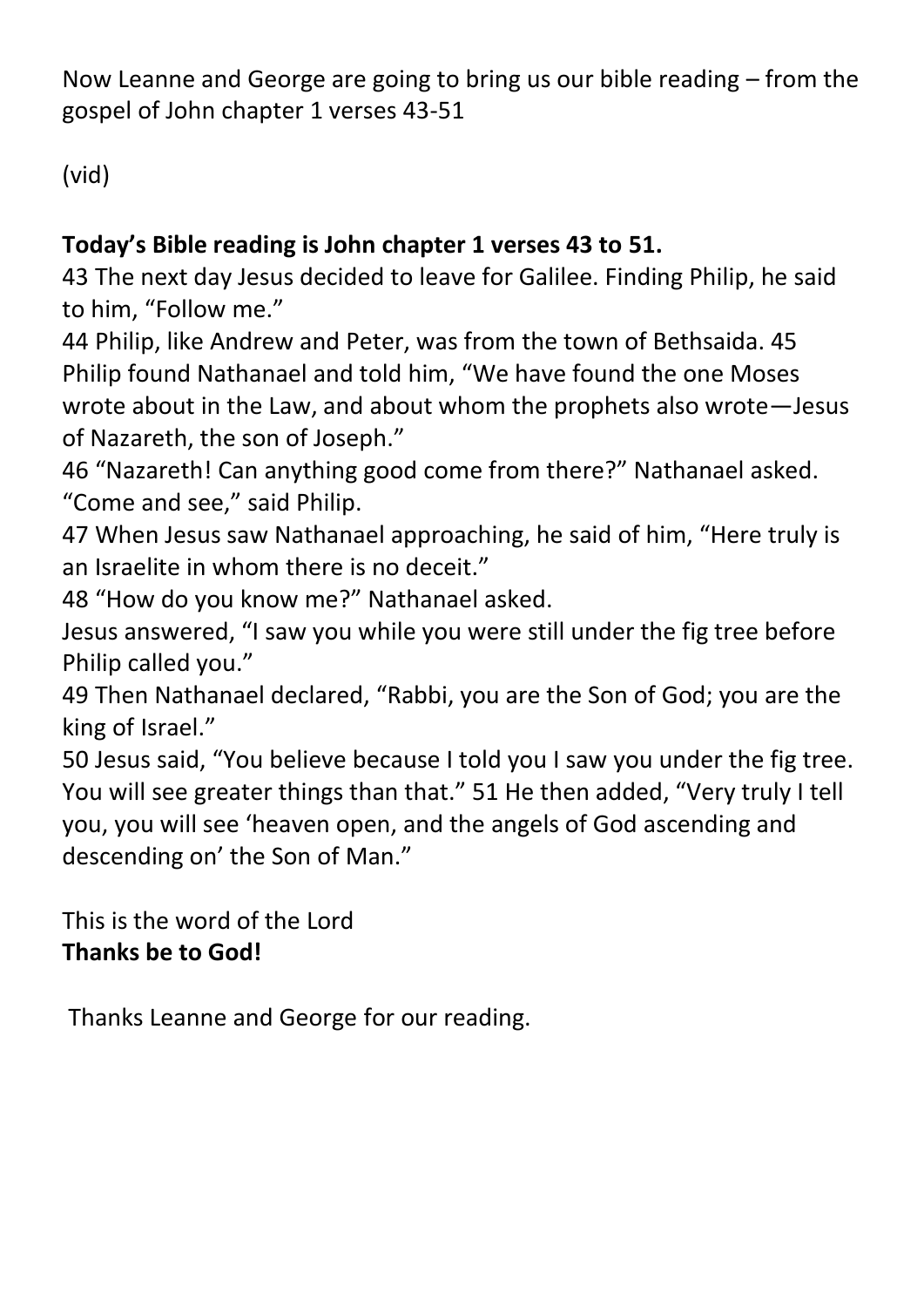Now Leanne and George are going to bring us our bible reading – from the gospel of John chapter 1 verses 43-51

(vid)

**Today's Bible reading is John chapter 1 verses 43 to 51.**
43 The next day Jesus decided to leave for Galilee. Finding Philip, he said to him, "Follow me."
44 Philip, like Andrew and Peter, was from the town of Bethsaida. 45 Philip found Nathanael and told him, "We have found the one Moses wrote about in the Law, and about whom the prophets also wrote—Jesus of Nazareth, the son of Joseph."
46 "Nazareth! Can anything good come from there?" Nathanael asked. "Come and see," said Philip.
47 When Jesus saw Nathanael approaching, he said of him, "Here truly is an Israelite in whom there is no deceit."
48 "How do you know me?" Nathanael asked.
Jesus answered, "I saw you while you were still under the fig tree before Philip called you."
49 Then Nathanael declared, "Rabbi, you are the Son of God; you are the king of Israel."
50 Jesus said, "You believe because I told you I saw you under the fig tree. You will see greater things than that." 51 He then added, "Very truly I tell you, you will see 'heaven open, and the angels of God ascending and descending on' the Son of Man."

This is the word of the Lord
**Thanks be to God!**

Thanks Leanne and George for our reading.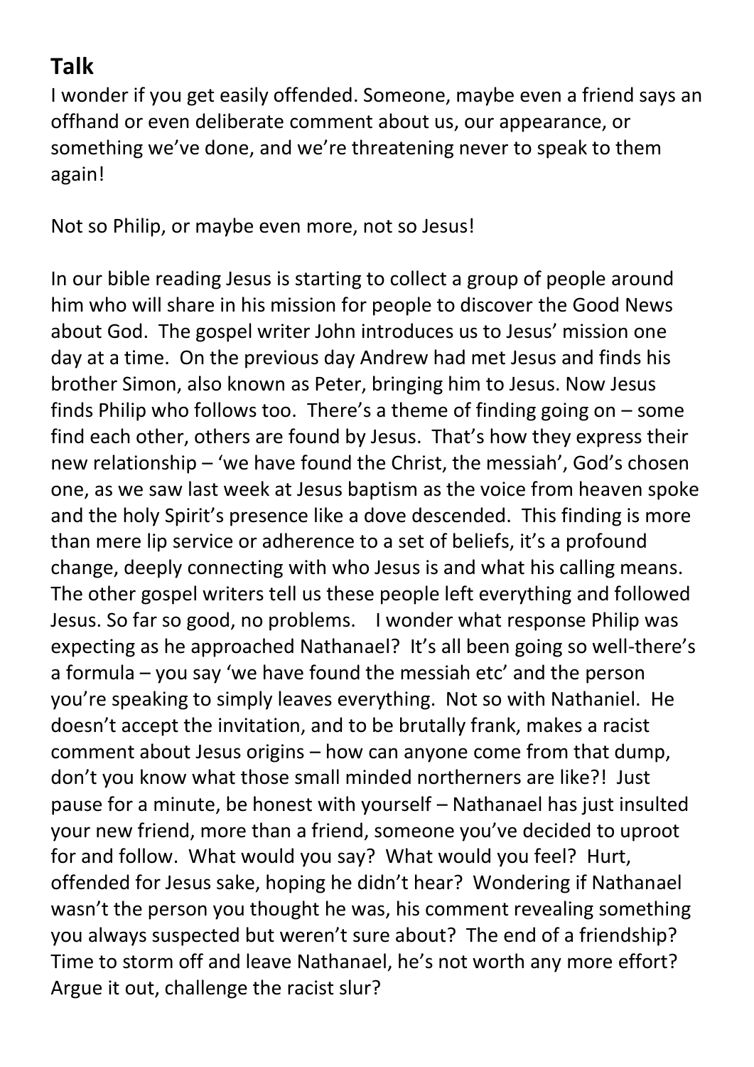## Talk

I wonder if you get easily offended. Someone, maybe even a friend says an offhand or even deliberate comment about us, our appearance, or something we've done, and we're threatening never to speak to them again!

Not so Philip, or maybe even more, not so Jesus!

In our bible reading Jesus is starting to collect a group of people around him who will share in his mission for people to discover the Good News about God. The gospel writer John introduces us to Jesus' mission one day at a time. On the previous day Andrew had met Jesus and finds his brother Simon, also known as Peter, bringing him to Jesus. Now Jesus finds Philip who follows too. There's a theme of finding going on – some find each other, others are found by Jesus. That's how they express their new relationship – 'we have found the Christ, the messiah', God's chosen one, as we saw last week at Jesus baptism as the voice from heaven spoke and the holy Spirit's presence like a dove descended. This finding is more than mere lip service or adherence to a set of beliefs, it's a profound change, deeply connecting with who Jesus is and what his calling means. The other gospel writers tell us these people left everything and followed Jesus. So far so good, no problems. I wonder what response Philip was expecting as he approached Nathanael? It's all been going so well-there's a formula – you say 'we have found the messiah etc' and the person you're speaking to simply leaves everything. Not so with Nathaniel. He doesn't accept the invitation, and to be brutally frank, makes a racist comment about Jesus origins – how can anyone come from that dump, don't you know what those small minded northerners are like?! Just pause for a minute, be honest with yourself – Nathanael has just insulted your new friend, more than a friend, someone you've decided to uproot for and follow. What would you say? What would you feel? Hurt, offended for Jesus sake, hoping he didn't hear? Wondering if Nathanael wasn't the person you thought he was, his comment revealing something you always suspected but weren't sure about? The end of a friendship? Time to storm off and leave Nathanael, he's not worth any more effort? Argue it out, challenge the racist slur?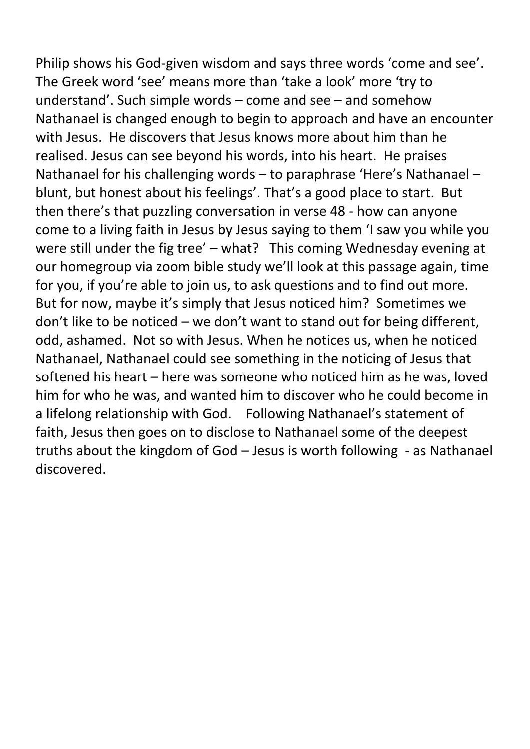Philip shows his God-given wisdom and says three words 'come and see'. The Greek word 'see' means more than 'take a look' more 'try to understand'. Such simple words – come and see – and somehow Nathanael is changed enough to begin to approach and have an encounter with Jesus. He discovers that Jesus knows more about him than he realised. Jesus can see beyond his words, into his heart. He praises Nathanael for his challenging words – to paraphrase 'Here's Nathanael – blunt, but honest about his feelings'. That's a good place to start. But then there's that puzzling conversation in verse 48 - how can anyone come to a living faith in Jesus by Jesus saying to them 'I saw you while you were still under the fig tree' – what? This coming Wednesday evening at our homegroup via zoom bible study we'll look at this passage again, time for you, if you're able to join us, to ask questions and to find out more. But for now, maybe it's simply that Jesus noticed him? Sometimes we don't like to be noticed – we don't want to stand out for being different, odd, ashamed. Not so with Jesus. When he notices us, when he noticed Nathanael, Nathanael could see something in the noticing of Jesus that softened his heart – here was someone who noticed him as he was, loved him for who he was, and wanted him to discover who he could become in a lifelong relationship with God. Following Nathanael's statement of faith, Jesus then goes on to disclose to Nathanael some of the deepest truths about the kingdom of God – Jesus is worth following - as Nathanael discovered.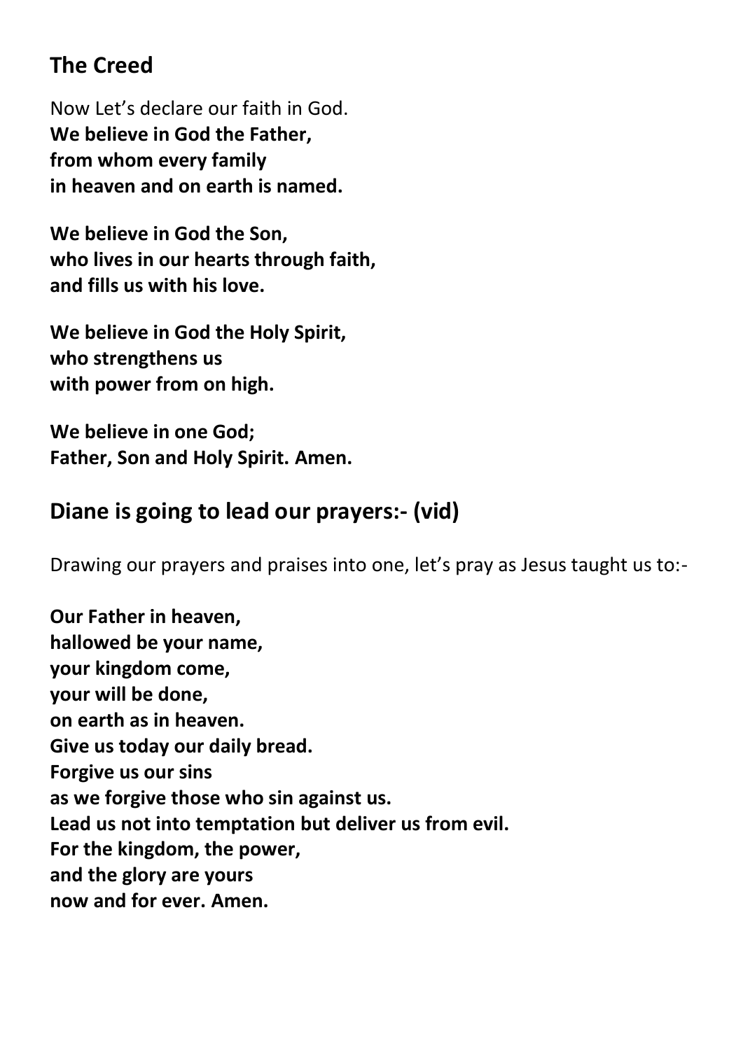## The Creed

Now Let's declare our faith in God.
**We believe in God the Father,**
**from whom every family**
**in heaven and on earth is named.**

**We believe in God the Son,**
**who lives in our hearts through faith,**
**and fills us with his love.**

**We believe in God the Holy Spirit,**
**who strengthens us**
**with power from on high.**

**We believe in one God;**
**Father, Son and Holy Spirit. Amen.**

## Diane is going to lead our prayers:- (vid)

Drawing our prayers and praises into one, let's pray as Jesus taught us to:-

**Our Father in heaven,**
**hallowed be your name,**
**your kingdom come,**
**your will be done,**
**on earth as in heaven.**
**Give us today our daily bread.**
**Forgive us our sins**
**as we forgive those who sin against us.**
**Lead us not into temptation but deliver us from evil.**
**For the kingdom, the power,**
**and the glory are yours**
**now and for ever. Amen.**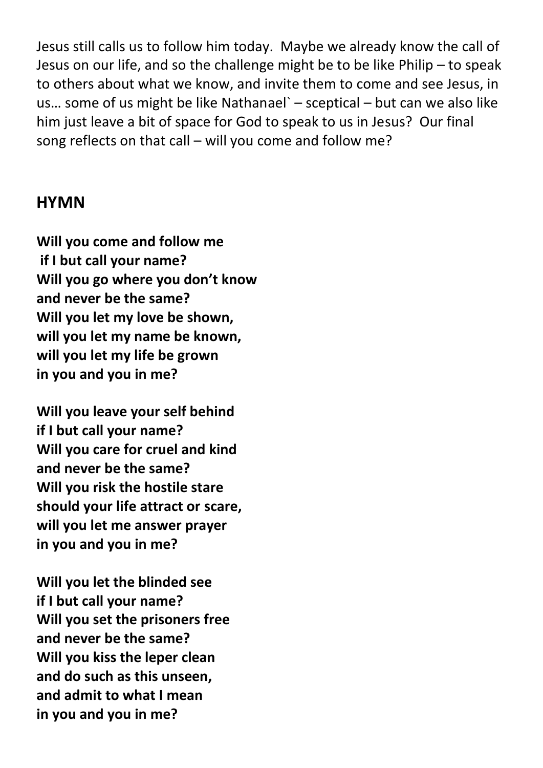Jesus still calls us to follow him today. Maybe we already know the call of Jesus on our life, and so the challenge might be to be like Philip – to speak to others about what we know, and invite them to come and see Jesus, in us… some of us might be like Nathanael` – sceptical – but can we also like him just leave a bit of space for God to speak to us in Jesus? Our final song reflects on that call – will you come and follow me?

## HYMN

**Will you come and follow me**
**if I but call your name?**
**Will you go where you don't know**
**and never be the same?**
**Will you let my love be shown,**
**will you let my name be known,**
**will you let my life be grown**
**in you and you in me?**

**Will you leave your self behind**
**if I but call your name?**
**Will you care for cruel and kind**
**and never be the same?**
**Will you risk the hostile stare**
**should your life attract or scare,**
**will you let me answer prayer**
**in you and you in me?**

**Will you let the blinded see**
**if I but call your name?**
**Will you set the prisoners free**
**and never be the same?**
**Will you kiss the leper clean**
**and do such as this unseen,**
**and admit to what I mean**
**in you and you in me?**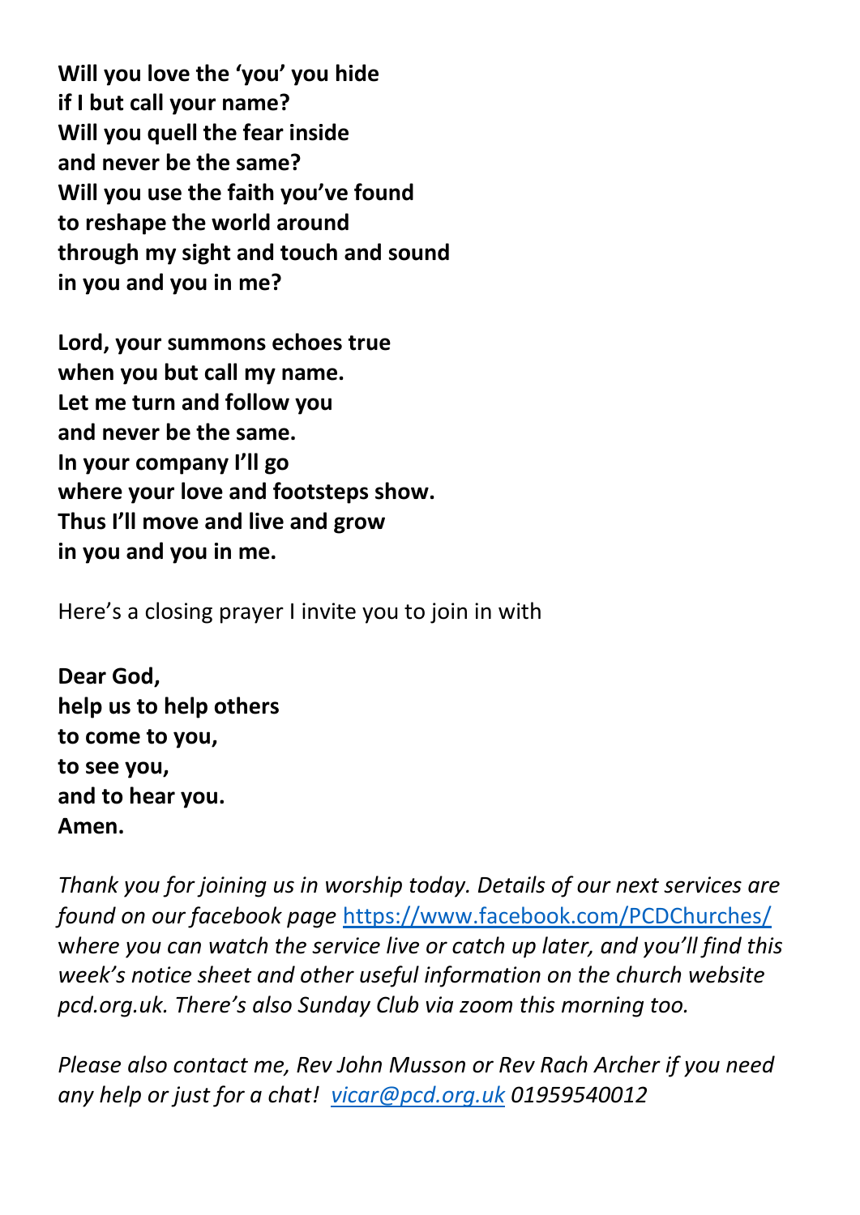**Will you love the 'you' you hide**
**if I but call your name?**
**Will you quell the fear inside**
**and never be the same?**
**Will you use the faith you've found**
**to reshape the world around**
**through my sight and touch and sound**
**in you and you in me?**

**Lord, your summons echoes true**
**when you but call my name.**
**Let me turn and follow you**
**and never be the same.**
**In your company I'll go**
**where your love and footsteps show.**
**Thus I'll move and live and grow**
**in you and you in me.**

Here's a closing prayer I invite you to join in with

**Dear God,**
**help us to help others**
**to come to you,**
**to see you,**
**and to hear you.**
**Amen.**

*Thank you for joining us in worship today. Details of our next services are found on our facebook page* [https://www.facebook.com/PCDChurches/](https://www.facebook.com/PCDChurches/) *where you can watch the service live or catch up later, and you'll find this week's notice sheet and other useful information on the church website pcd.org.uk. There's also Sunday Club via zoom this morning too.*

*Please also contact me, Rev John Musson or Rev Rach Archer if you need any help or just for a chat!* [*vicar@pcd.org.uk*](mailto:vicar@pcd.org.uk) *01959540012*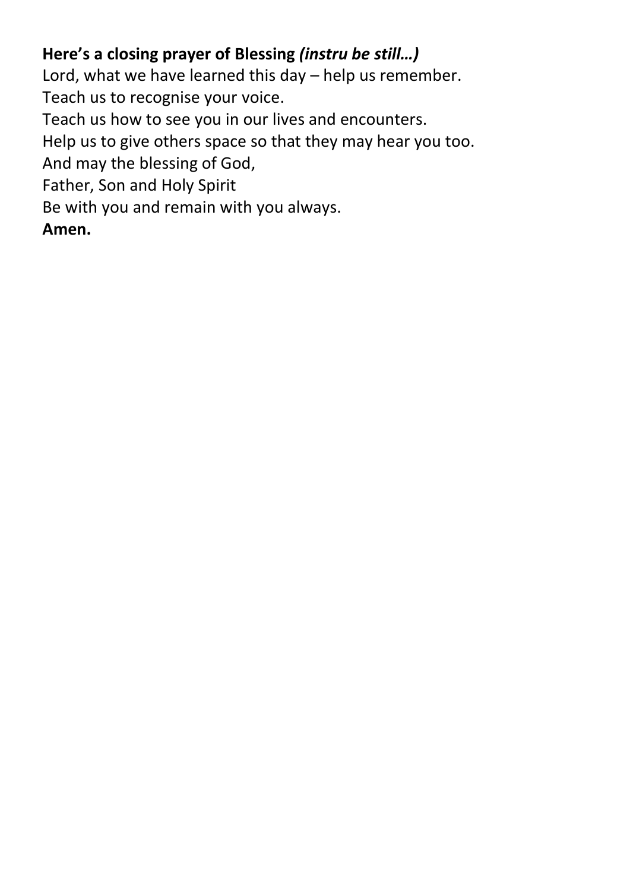**Here's a closing prayer of Blessing *(instru be still…)***

Lord, what we have learned this day – help us remember.
Teach us to recognise your voice.
Teach us how to see you in our lives and encounters.
Help us to give others space so that they may hear you too.
And may the blessing of God,
Father, Son and Holy Spirit
Be with you and remain with you always.
**Amen.**